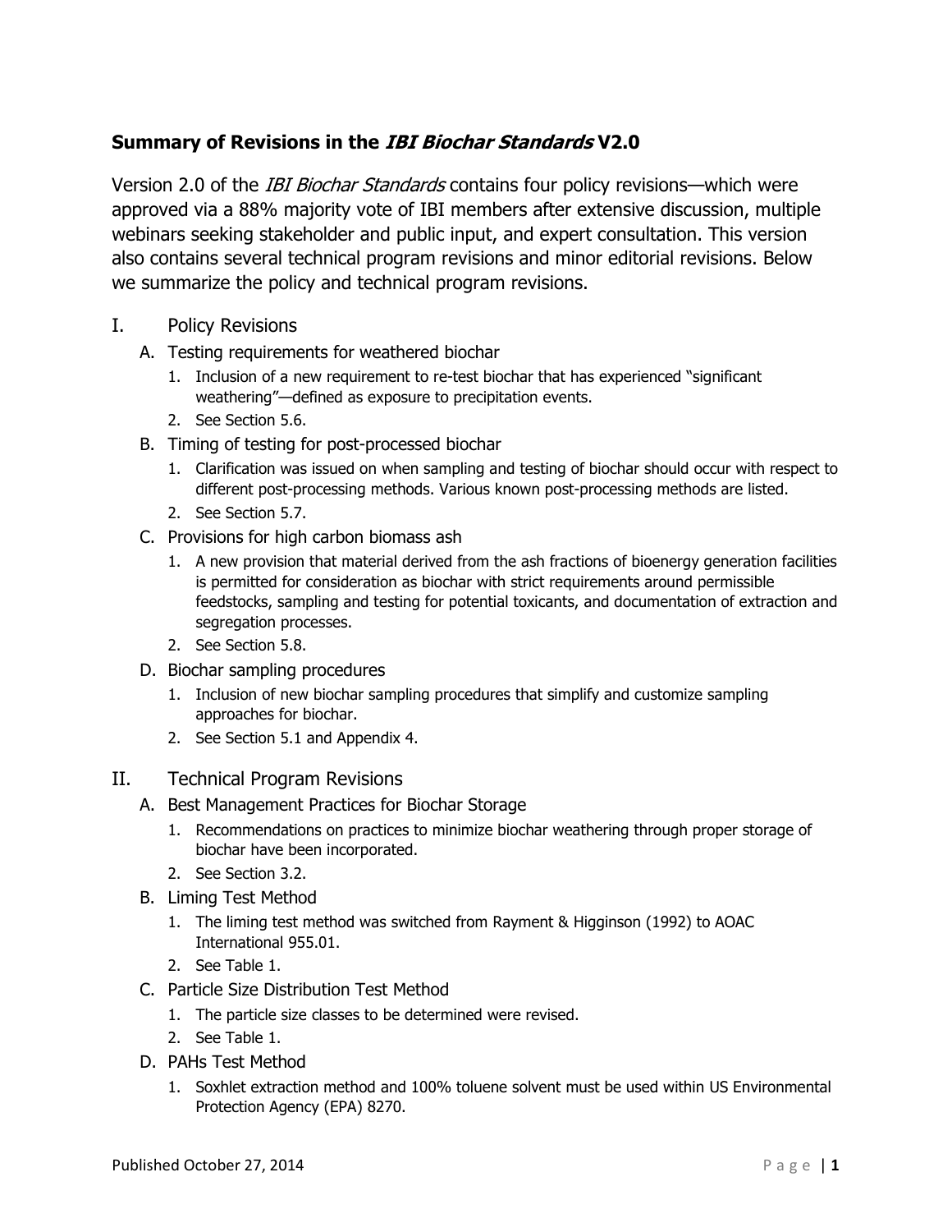## Summary of Revisions in the *IBI Biochar Standards* V2.0

Version 2.0 of the *IBI Biochar Standards* contains four policy revisions—which were approved via a 88% majority vote of IBI members after extensive discussion, multiple webinars seeking stakeholder and public input, and expert consultation. This version also contains several technical program revisions and minor editorial revisions. Below we summarize the policy and technical program revisions.

I. Policy Revisions
   A. Testing requirements for weathered biochar
      1. Inclusion of a new requirement to re-test biochar that has experienced "significant weathering"—defined as exposure to precipitation events.
      2. See Section 5.6.
   B. Timing of testing for post-processed biochar
      1. Clarification was issued on when sampling and testing of biochar should occur with respect to different post-processing methods. Various known post-processing methods are listed.
      2. See Section 5.7.
   C. Provisions for high carbon biomass ash
      1. A new provision that material derived from the ash fractions of bioenergy generation facilities is permitted for consideration as biochar with strict requirements around permissible feedstocks, sampling and testing for potential toxicants, and documentation of extraction and segregation processes.
      2. See Section 5.8.
   D. Biochar sampling procedures
      1. Inclusion of new biochar sampling procedures that simplify and customize sampling approaches for biochar.
      2. See Section 5.1 and Appendix 4.

II. Technical Program Revisions
   A. Best Management Practices for Biochar Storage
      1. Recommendations on practices to minimize biochar weathering through proper storage of biochar have been incorporated.
      2. See Section 3.2.
   B. Liming Test Method
      1. The liming test method was switched from Rayment & Higginson (1992) to AOAC International 955.01.
      2. See Table 1.
   C. Particle Size Distribution Test Method
      1. The particle size classes to be determined were revised.
      2. See Table 1.
   D. PAHs Test Method
      1. Soxhlet extraction method and 100% toluene solvent must be used within US Environmental Protection Agency (EPA) 8270.

Published October 27, 2014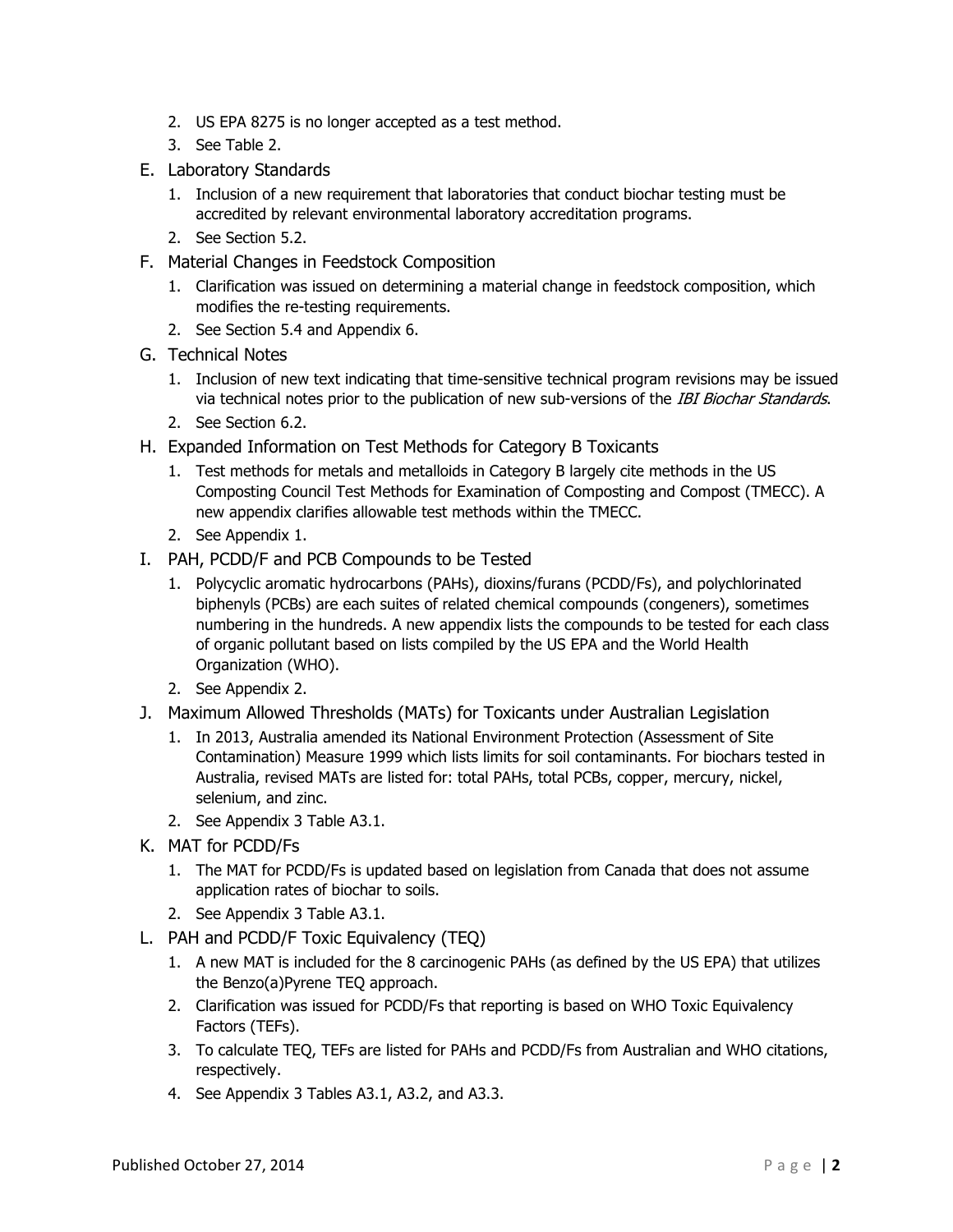2. US EPA 8275 is no longer accepted as a test method.
3. See Table 2.

E. Laboratory Standards
1. Inclusion of a new requirement that laboratories that conduct biochar testing must be accredited by relevant environmental laboratory accreditation programs.
2. See Section 5.2.

F. Material Changes in Feedstock Composition
1. Clarification was issued on determining a material change in feedstock composition, which modifies the re-testing requirements.
2. See Section 5.4 and Appendix 6.

G. Technical Notes
1. Inclusion of new text indicating that time-sensitive technical program revisions may be issued via technical notes prior to the publication of new sub-versions of the *IBI Biochar Standards*.
2. See Section 6.2.

H. Expanded Information on Test Methods for Category B Toxicants
1. Test methods for metals and metalloids in Category B largely cite methods in the US Composting Council Test Methods for Examination of Composting and Compost (TMECC). A new appendix clarifies allowable test methods within the TMECC.
2. See Appendix 1.

I. PAH, PCDD/F and PCB Compounds to be Tested
1. Polycyclic aromatic hydrocarbons (PAHs), dioxins/furans (PCDD/Fs), and polychlorinated biphenyls (PCBs) are each suites of related chemical compounds (congeners), sometimes numbering in the hundreds. A new appendix lists the compounds to be tested for each class of organic pollutant based on lists compiled by the US EPA and the World Health Organization (WHO).
2. See Appendix 2.

J. Maximum Allowed Thresholds (MATs) for Toxicants under Australian Legislation
1. In 2013, Australia amended its National Environment Protection (Assessment of Site Contamination) Measure 1999 which lists limits for soil contaminants. For biochars tested in Australia, revised MATs are listed for: total PAHs, total PCBs, copper, mercury, nickel, selenium, and zinc.
2. See Appendix 3 Table A3.1.

K. MAT for PCDD/Fs
1. The MAT for PCDD/Fs is updated based on legislation from Canada that does not assume application rates of biochar to soils.
2. See Appendix 3 Table A3.1.

L. PAH and PCDD/F Toxic Equivalency (TEQ)
1. A new MAT is included for the 8 carcinogenic PAHs (as defined by the US EPA) that utilizes the Benzo(a)Pyrene TEQ approach.
2. Clarification was issued for PCDD/Fs that reporting is based on WHO Toxic Equivalency Factors (TEFs).
3. To calculate TEQ, TEFs are listed for PAHs and PCDD/Fs from Australian and WHO citations, respectively.
4. See Appendix 3 Tables A3.1, A3.2, and A3.3.

Published October 27, 2014